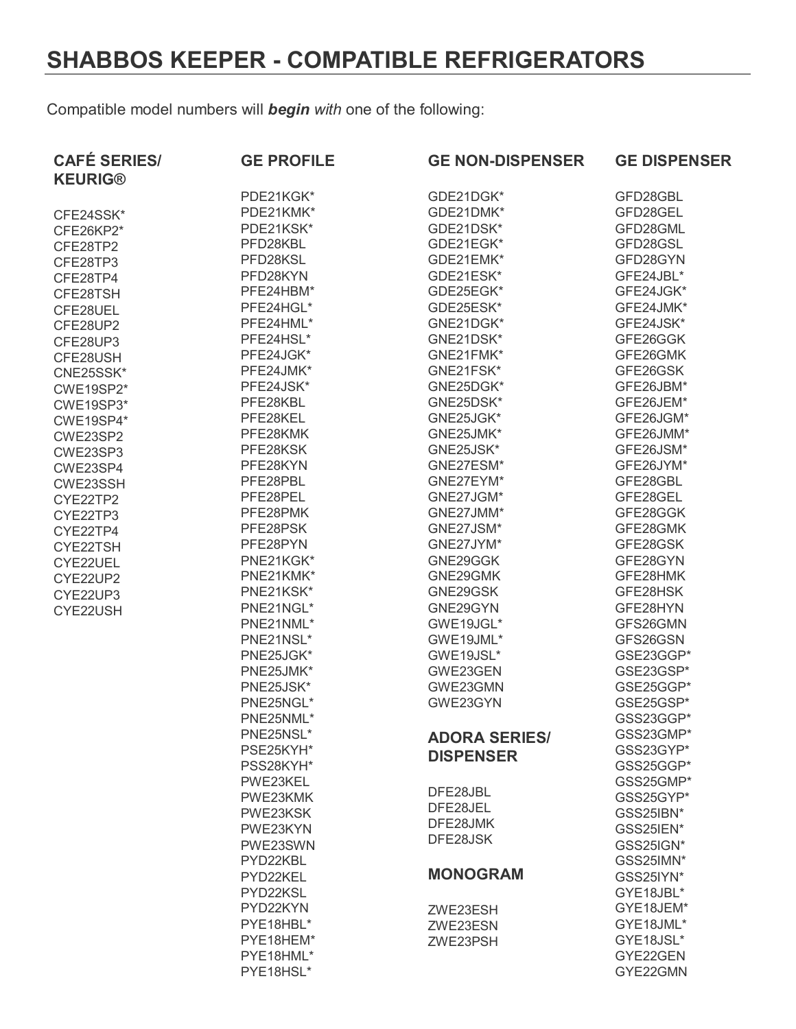# SHABBOS KEEPER - COMPATIBLE REFRIGERATORS

Compatible model numbers will ***begin*** *with* one of the following:

### CAFÉ SERIES/ KEURIG®

CFE24SSK*
CFE26KP2*
CFE28TP2
CFE28TP3
CFE28TP4
CFE28TSH
CFE28UEL
CFE28UP2
CFE28UP3
CFE28USH
CNE25SSK*
CWE19SP2*
CWE19SP3*
CWE19SP4*
CWE23SP2
CWE23SP3
CWE23SP4
CWE23SSH
CYE22TP2
CYE22TP3
CYE22TP4
CYE22TSH
CYE22UEL
CYE22UP2
CYE22UP3
CYE22USH

### GE PROFILE

PDE21KGK*
PDE21KMK*
PDE21KSK*
PFD28KBL
PFD28KSL
PFD28KYN
PFE24HBM*
PFE24HGL*
PFE24HML*
PFE24HSL*
PFE24JGK*
PFE24JMK*
PFE24JSK*
PFE28KBL
PFE28KEL
PFE28KMK
PFE28KSK
PFE28KYN
PFE28PBL
PFE28PEL
PFE28PMK
PFE28PSK
PFE28PYN
PNE21KGK*
PNE21KMK*
PNE21KSK*
PNE21NGL*
PNE21NML*
PNE21NSL*
PNE25JGK*
PNE25JMK*
PNE25JSK*
PNE25NGL*
PNE25NML*
PNE25NSL*
PSE25KYH*
PSS28KYH*
PWE23KEL
PWE23KMK
PWE23KSK
PWE23KYN
PWE23SWN
PYD22KBL
PYD22KEL
PYD22KSL
PYD22KYN
PYE18HBL*
PYE18HEM*
PYE18HML*
PYE18HSL*

### GE NON-DISPENSER

GDE21DGK*
GDE21DMK*
GDE21DSK*
GDE21EGK*
GDE21EMK*
GDE21ESK*
GDE25EGK*
GDE25ESK*
GNE21DGK*
GNE21DSK*
GNE21FMK*
GNE21FSK*
GNE25DGK*
GNE25DSK*
GNE25JGK*
GNE25JMK*
GNE25JSK*
GNE27ESM*
GNE27EYM*
GNE27JGM*
GNE27JMM*
GNE27JSM*
GNE27JYM*
GNE29GGK
GNE29GMK
GNE29GSK
GNE29GYN
GWE19JGL*
GWE19JML*
GWE19JSL*
GWE23GEN
GWE23GMN
GWE23GYN

### ADORA SERIES/ DISPENSER

DFE28JBL
DFE28JEL
DFE28JMK
DFE28JSK

### MONOGRAM

ZWE23ESH
ZWE23ESN
ZWE23PSH

### GE DISPENSER

GFD28GBL
GFD28GEL
GFD28GML
GFD28GSL
GFD28GYN
GFE24JBL*
GFE24JGK*
GFE24JMK*
GFE24JSK*
GFE26GGK
GFE26GMK
GFE26GSK
GFE26JBM*
GFE26JEM*
GFE26JGM*
GFE26JMM*
GFE26JSM*
GFE26JYM*
GFE28GBL
GFE28GEL
GFE28GGK
GFE28GMK
GFE28GSK
GFE28GYN
GFE28HMK
GFE28HSK
GFE28HYN
GFS26GMN
GFS26GSN
GSE23GGP*
GSE23GSP*
GSE25GGP*
GSE25GSP*
GSS23GGP*
GSS23GMP*
GSS23GYP*
GSS25GGP*
GSS25GMP*
GSS25GYP*
GSS25IBN*
GSS25IEN*
GSS25IGN*
GSS25IMN*
GSS25IYN*
GYE18JBL*
GYE18JEM*
GYE18JML*
GYE18JSL*
GYE22GEN
GYE22GMN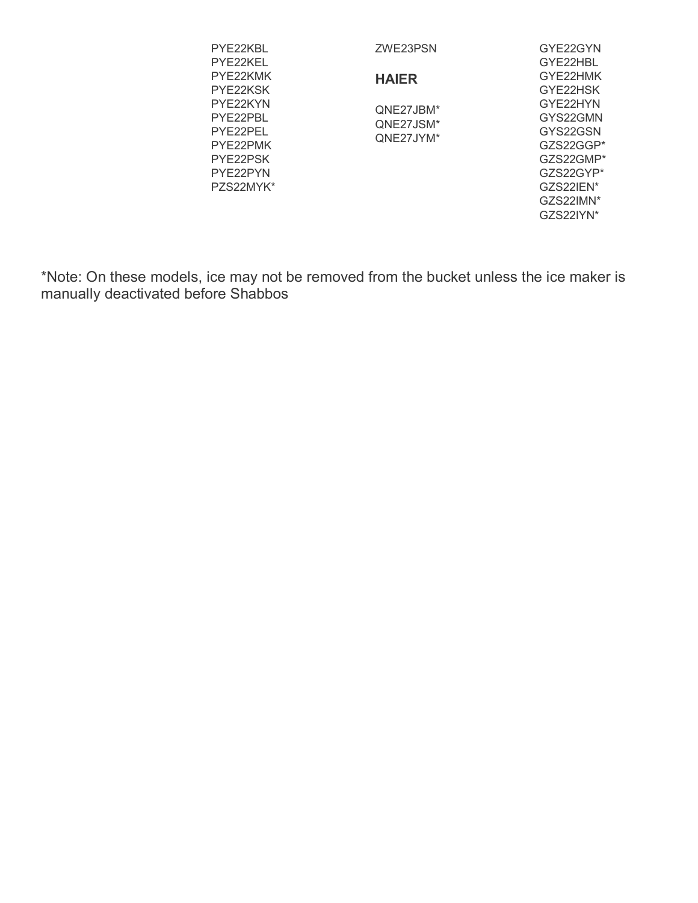PYE22KBL
PYE22KEL
PYE22KMK
PYE22KSK
PYE22KYN
PYE22PBL
PYE22PEL
PYE22PMK
PYE22PSK
PYE22PYN
PZS22MYK*

ZWE23PSN

**HAIER**

QNE27JBM*
QNE27JSM*
QNE27JYM*

GYE22GYN
GYE22HBL
GYE22HMK
GYE22HSK
GYE22HYN
GYS22GMN
GYS22GSN
GZS22GGP*
GZS22GMP*
GZS22GYP*
GZS22IEN*
GZS22IMN*
GZS22IYN*

*Note: On these models, ice may not be removed from the bucket unless the ice maker is manually deactivated before Shabbos